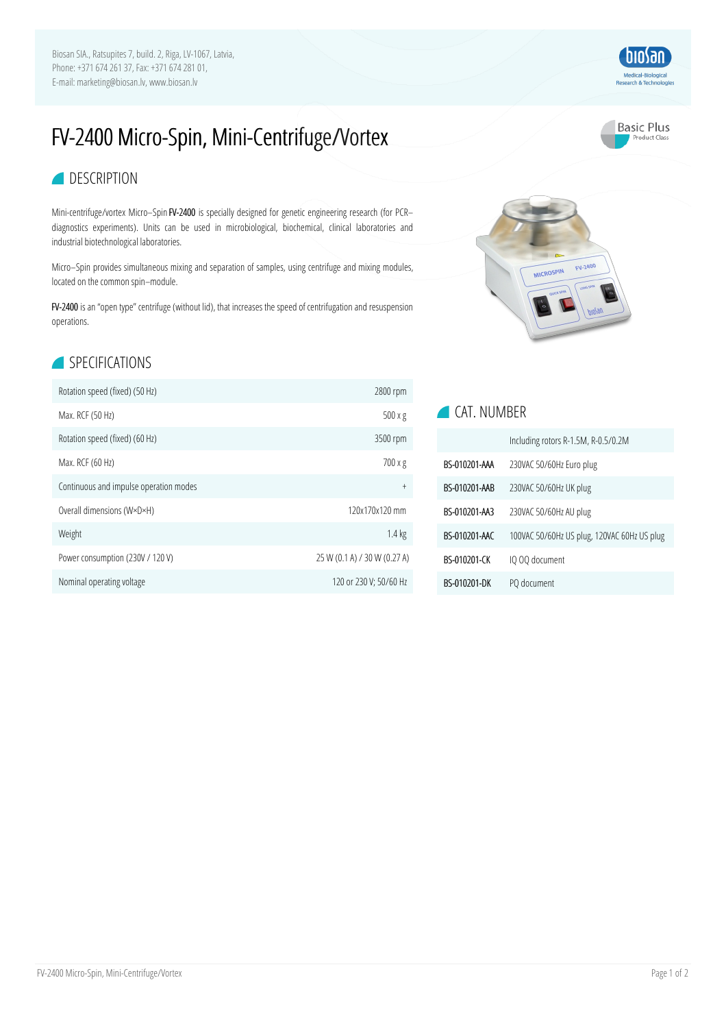Biosan SIA., Ratsupites 7, build. 2, Riga, LV-1067, Latvia,
Phone: +371 674 261 37, Fax: +371 674 281 01,
E-mail: marketing@biosan.lv, www.biosan.lv

# FV-2400 Micro-Spin, Mini-Centrifuge/Vortex

Basic Plus
Product Class

## DESCRIPTION

Mini-centrifuge/vortex Micro–Spin **FV-2400** is specially designed for genetic engineering research (for PCR–diagnostics experiments). Units can be used in microbiological, biochemical, clinical laboratories and industrial biotechnological laboratories.

Micro–Spin provides simultaneous mixing and separation of samples, using centrifuge and mixing modules, located on the common spin–module.

**FV-2400** is an "open type" centrifuge (without lid), that increases the speed of centrifugation and resuspension operations.

## SPECIFICATIONS

| | |
|---|---|
| Rotation speed (fixed) (50 Hz) | 2800 rpm |
| Max. RCF (50 Hz) | 500 x g |
| Rotation speed (fixed) (60 Hz) | 3500 rpm |
| Max. RCF (60 Hz) | 700 x g |
| Continuous and impulse operation modes | + |
| Overall dimensions (W×D×H) | 120x170x120 mm |
| Weight | 1.4 kg |
| Power consumption (230V / 120 V) | 25 W (0.1 A) / 30 W (0.27 A) |
| Nominal operating voltage | 120 or 230 V; 50/60 Hz |

## CAT. NUMBER

| | Including rotors R-1.5M, R-0.5/0.2M |
|---|---|
| **BS-010201-AAA** | 230VAC 50/60Hz Euro plug |
| **BS-010201-AAB** | 230VAC 50/60Hz UK plug |
| **BS-010201-AA3** | 230VAC 50/60Hz AU plug |
| **BS-010201-AAC** | 100VAC 50/60Hz US plug, 120VAC 60Hz US plug |
| **BS-010201-CK** | IQ OQ document |
| **BS-010201-DK** | PQ document |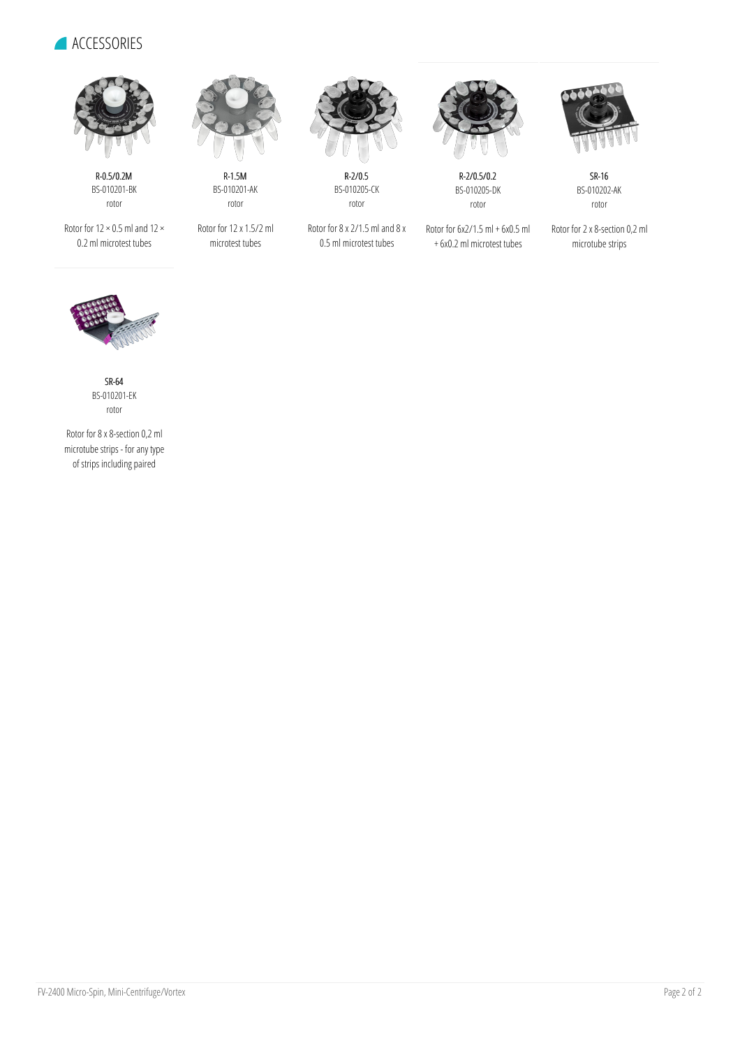## ACCESSORIES

**R-0.5/0.2M**
BS-010201-BK
rotor

Rotor for 12 × 0.5 ml and 12 × 0.2 ml microtest tubes

**R-1.5M**
BS-010201-AK
rotor

Rotor for 12 x 1.5/2 ml microtest tubes

**R-2/0.5**
BS-010205-CK
rotor

Rotor for 8 x 2/1.5 ml and 8 x 0.5 ml microtest tubes

**R-2/0.5/0.2**
BS-010205-DK
rotor

Rotor for 6x2/1.5 ml + 6x0.5 ml + 6x0.2 ml microtest tubes

**SR-16**
BS-010202-AK
rotor

Rotor for 2 x 8-section 0,2 ml microtube strips

**SR-64**
BS-010201-EK
rotor

Rotor for 8 x 8-section 0,2 ml microtube strips - for any type of strips including paired